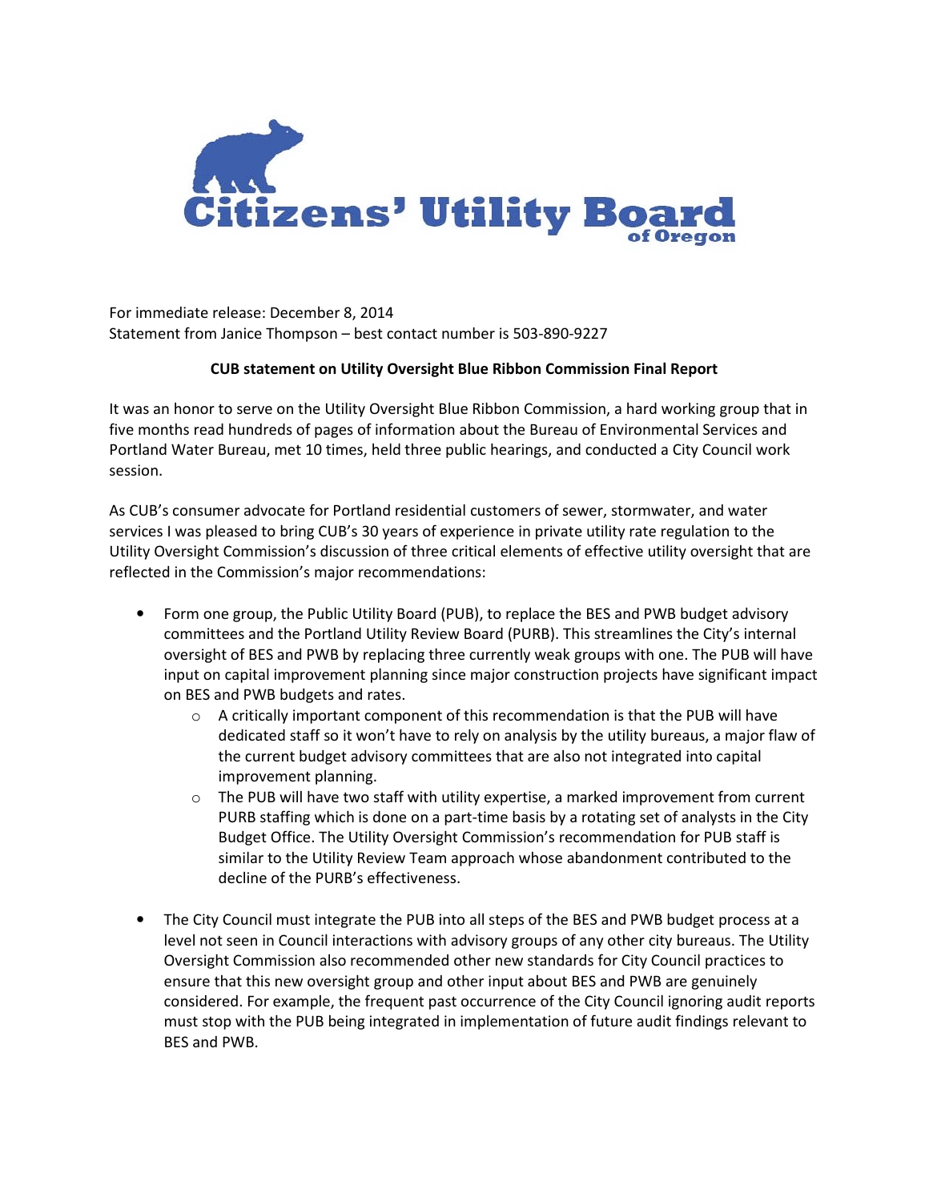Citizens' Utility Board of Oregon

For immediate release: December 8, 2014
Statement from Janice Thompson – best contact number is 503-890-9227

**CUB statement on Utility Oversight Blue Ribbon Commission Final Report**

It was an honor to serve on the Utility Oversight Blue Ribbon Commission, a hard working group that in five months read hundreds of pages of information about the Bureau of Environmental Services and Portland Water Bureau, met 10 times, held three public hearings, and conducted a City Council work session.

As CUB's consumer advocate for Portland residential customers of sewer, stormwater, and water services I was pleased to bring CUB's 30 years of experience in private utility rate regulation to the Utility Oversight Commission's discussion of three critical elements of effective utility oversight that are reflected in the Commission's major recommendations:

- Form one group, the Public Utility Board (PUB), to replace the BES and PWB budget advisory committees and the Portland Utility Review Board (PURB). This streamlines the City's internal oversight of BES and PWB by replacing three currently weak groups with one. The PUB will have input on capital improvement planning since major construction projects have significant impact on BES and PWB budgets and rates.
    - A critically important component of this recommendation is that the PUB will have dedicated staff so it won't have to rely on analysis by the utility bureaus, a major flaw of the current budget advisory committees that are also not integrated into capital improvement planning.
    - The PUB will have two staff with utility expertise, a marked improvement from current PURB staffing which is done on a part-time basis by a rotating set of analysts in the City Budget Office. The Utility Oversight Commission's recommendation for PUB staff is similar to the Utility Review Team approach whose abandonment contributed to the decline of the PURB's effectiveness.

- The City Council must integrate the PUB into all steps of the BES and PWB budget process at a level not seen in Council interactions with advisory groups of any other city bureaus. The Utility Oversight Commission also recommended other new standards for City Council practices to ensure that this new oversight group and other input about BES and PWB are genuinely considered. For example, the frequent past occurrence of the City Council ignoring audit reports must stop with the PUB being integrated in implementation of future audit findings relevant to BES and PWB.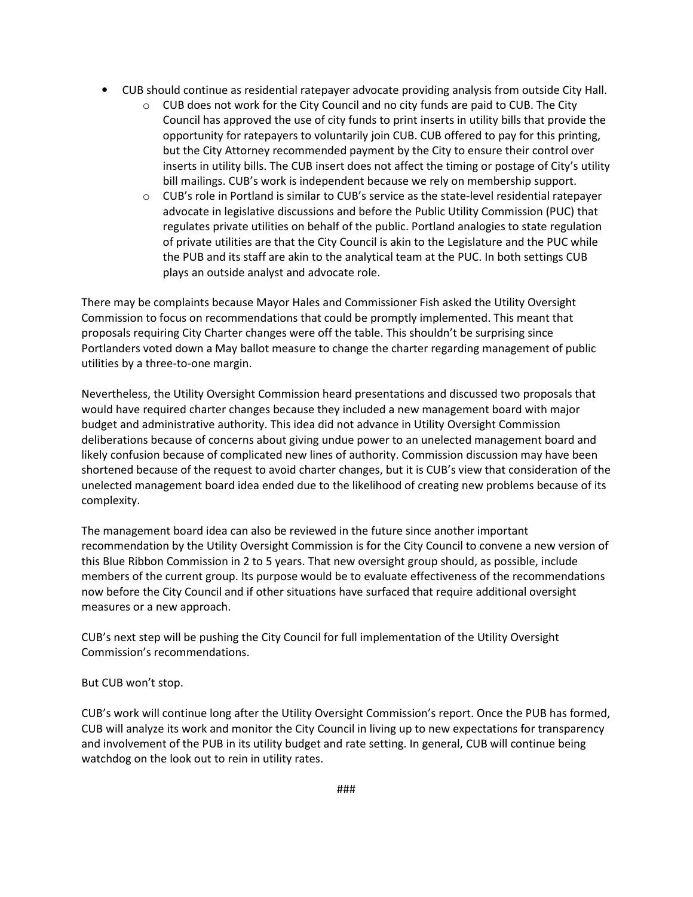- CUB should continue as residential ratepayer advocate providing analysis from outside City Hall.
    - CUB does not work for the City Council and no city funds are paid to CUB. The City Council has approved the use of city funds to print inserts in utility bills that provide the opportunity for ratepayers to voluntarily join CUB. CUB offered to pay for this printing, but the City Attorney recommended payment by the City to ensure their control over inserts in utility bills. The CUB insert does not affect the timing or postage of City's utility bill mailings. CUB's work is independent because we rely on membership support.
    - CUB's role in Portland is similar to CUB's service as the state-level residential ratepayer advocate in legislative discussions and before the Public Utility Commission (PUC) that regulates private utilities on behalf of the public. Portland analogies to state regulation of private utilities are that the City Council is akin to the Legislature and the PUC while the PUB and its staff are akin to the analytical team at the PUC. In both settings CUB plays an outside analyst and advocate role.

There may be complaints because Mayor Hales and Commissioner Fish asked the Utility Oversight Commission to focus on recommendations that could be promptly implemented. This meant that proposals requiring City Charter changes were off the table. This shouldn't be surprising since Portlanders voted down a May ballot measure to change the charter regarding management of public utilities by a three-to-one margin.

Nevertheless, the Utility Oversight Commission heard presentations and discussed two proposals that would have required charter changes because they included a new management board with major budget and administrative authority. This idea did not advance in Utility Oversight Commission deliberations because of concerns about giving undue power to an unelected management board and likely confusion because of complicated new lines of authority. Commission discussion may have been shortened because of the request to avoid charter changes, but it is CUB's view that consideration of the unelected management board idea ended due to the likelihood of creating new problems because of its complexity.

The management board idea can also be reviewed in the future since another important recommendation by the Utility Oversight Commission is for the City Council to convene a new version of this Blue Ribbon Commission in 2 to 5 years. That new oversight group should, as possible, include members of the current group. Its purpose would be to evaluate effectiveness of the recommendations now before the City Council and if other situations have surfaced that require additional oversight measures or a new approach.

CUB's next step will be pushing the City Council for full implementation of the Utility Oversight Commission's recommendations.

But CUB won't stop.

CUB's work will continue long after the Utility Oversight Commission's report. Once the PUB has formed, CUB will analyze its work and monitor the City Council in living up to new expectations for transparency and involvement of the PUB in its utility budget and rate setting. In general, CUB will continue being watchdog on the look out to rein in utility rates.

###